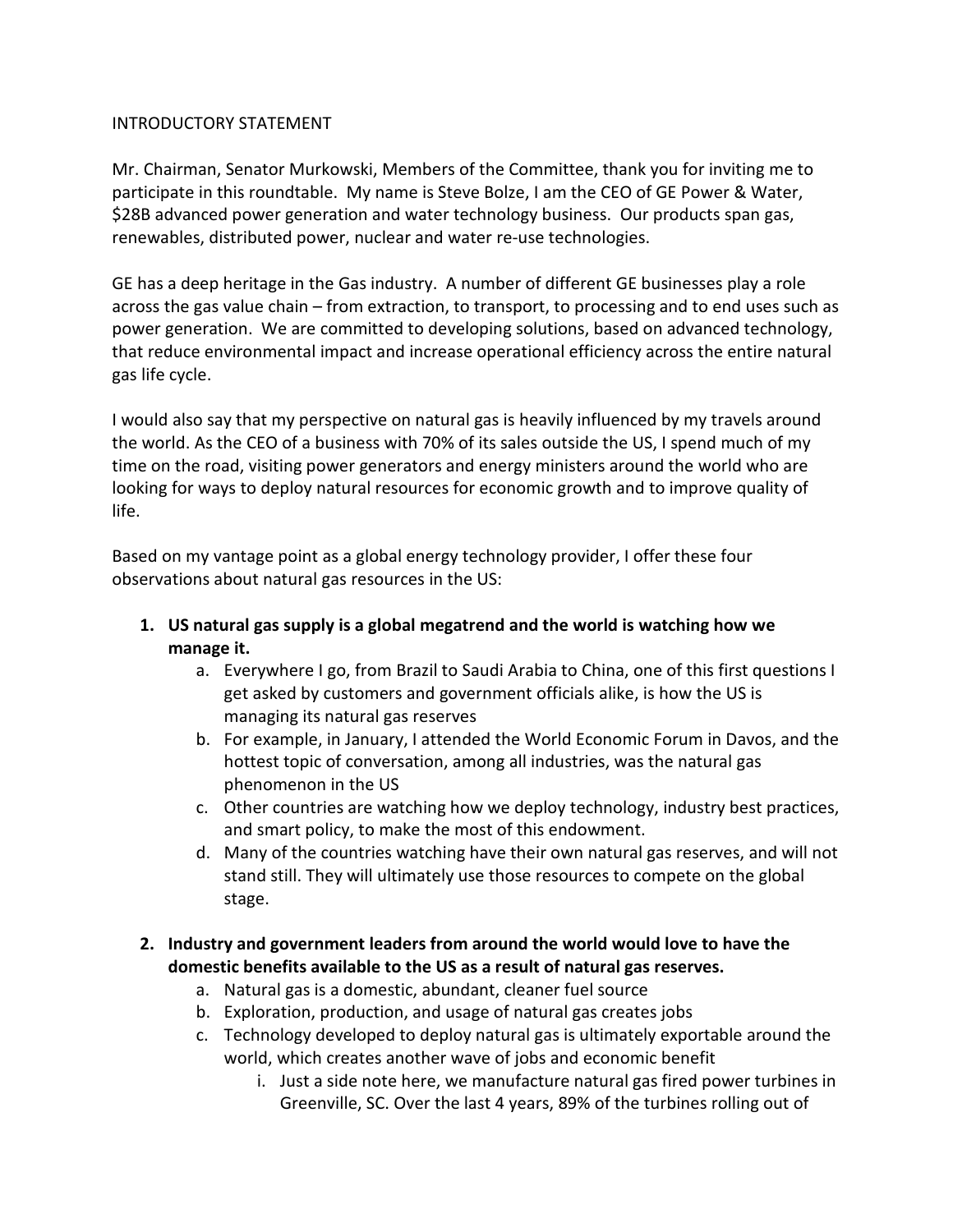INTRODUCTORY STATEMENT

Mr. Chairman, Senator Murkowski, Members of the Committee, thank you for inviting me to participate in this roundtable. My name is Steve Bolze, I am the CEO of GE Power & Water, $28B advanced power generation and water technology business. Our products span gas, renewables, distributed power, nuclear and water re-use technologies.

GE has a deep heritage in the Gas industry. A number of different GE businesses play a role across the gas value chain – from extraction, to transport, to processing and to end uses such as power generation. We are committed to developing solutions, based on advanced technology, that reduce environmental impact and increase operational efficiency across the entire natural gas life cycle.

I would also say that my perspective on natural gas is heavily influenced by my travels around the world. As the CEO of a business with 70% of its sales outside the US, I spend much of my time on the road, visiting power generators and energy ministers around the world who are looking for ways to deploy natural resources for economic growth and to improve quality of life.

Based on my vantage point as a global energy technology provider, I offer these four observations about natural gas resources in the US:

1. **US natural gas supply is a global megatrend and the world is watching how we manage it.**
    a. Everywhere I go, from Brazil to Saudi Arabia to China, one of this first questions I get asked by customers and government officials alike, is how the US is managing its natural gas reserves
    b. For example, in January, I attended the World Economic Forum in Davos, and the hottest topic of conversation, among all industries, was the natural gas phenomenon in the US
    c. Other countries are watching how we deploy technology, industry best practices, and smart policy, to make the most of this endowment.
    d. Many of the countries watching have their own natural gas reserves, and will not stand still. They will ultimately use those resources to compete on the global stage.

2. **Industry and government leaders from around the world would love to have the domestic benefits available to the US as a result of natural gas reserves.**
    a. Natural gas is a domestic, abundant, cleaner fuel source
    b. Exploration, production, and usage of natural gas creates jobs
    c. Technology developed to deploy natural gas is ultimately exportable around the world, which creates another wave of jobs and economic benefit
        i. Just a side note here, we manufacture natural gas fired power turbines in Greenville, SC. Over the last 4 years, 89% of the turbines rolling out of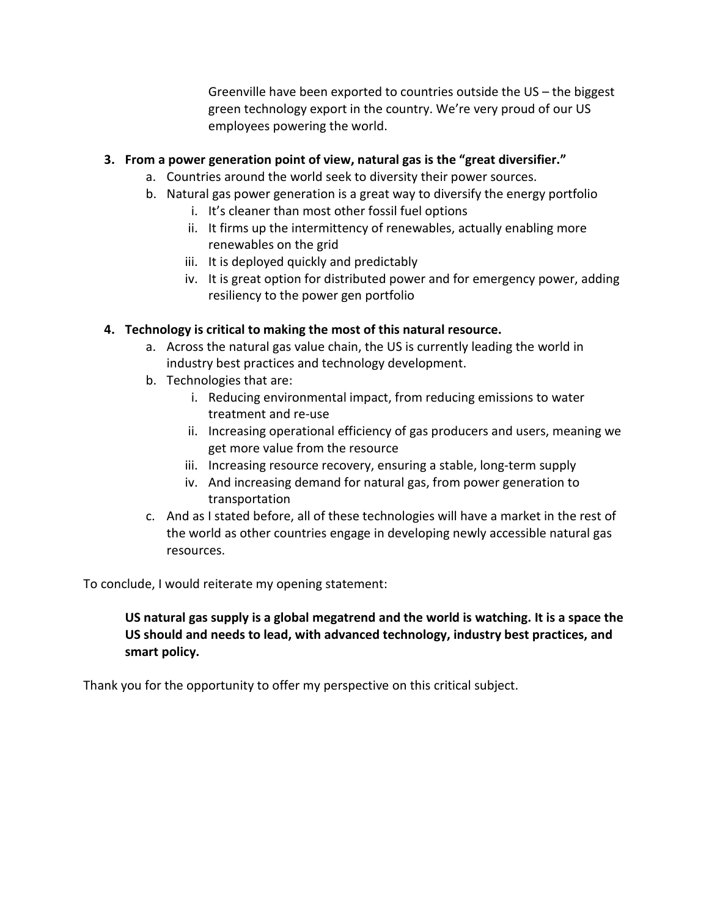Greenville have been exported to countries outside the US – the biggest green technology export in the country. We're very proud of our US employees powering the world.

3. **From a power generation point of view, natural gas is the "great diversifier."**
    a. Countries around the world seek to diversity their power sources.
    b. Natural gas power generation is a great way to diversify the energy portfolio
        i. It's cleaner than most other fossil fuel options
        ii. It firms up the intermittency of renewables, actually enabling more renewables on the grid
        iii. It is deployed quickly and predictably
        iv. It is great option for distributed power and for emergency power, adding resiliency to the power gen portfolio

4. **Technology is critical to making the most of this natural resource.**
    a. Across the natural gas value chain, the US is currently leading the world in industry best practices and technology development.
    b. Technologies that are:
        i. Reducing environmental impact, from reducing emissions to water treatment and re-use
        ii. Increasing operational efficiency of gas producers and users, meaning we get more value from the resource
        iii. Increasing resource recovery, ensuring a stable, long-term supply
        iv. And increasing demand for natural gas, from power generation to transportation
    c. And as I stated before, all of these technologies will have a market in the rest of the world as other countries engage in developing newly accessible natural gas resources.

To conclude, I would reiterate my opening statement:

> **US natural gas supply is a global megatrend and the world is watching. It is a space the US should and needs to lead, with advanced technology, industry best practices, and smart policy.**

Thank you for the opportunity to offer my perspective on this critical subject.